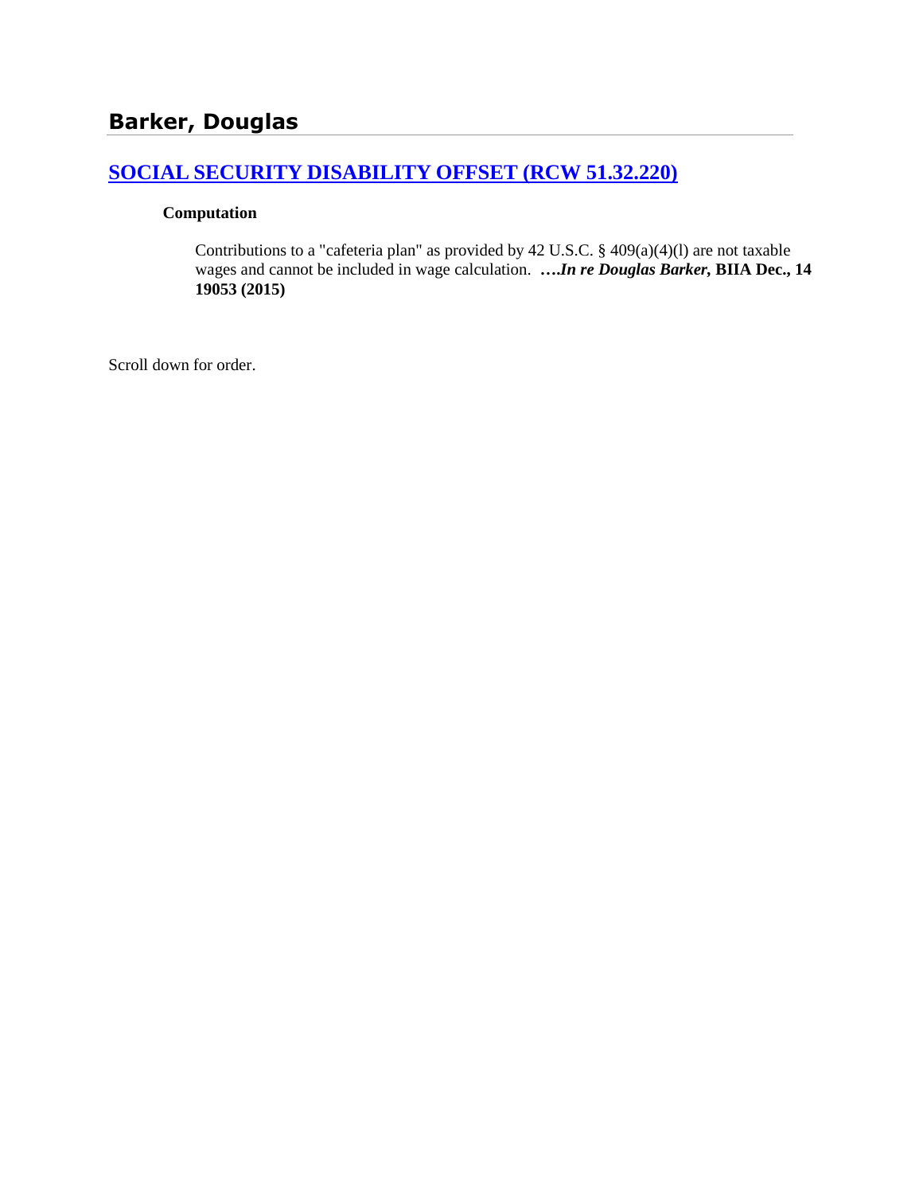## Barker, Douglas

### [SOCIAL SECURITY DISABILITY OFFSET (RCW 51.32.220)]

**Computation**

Contributions to a "cafeteria plan" as provided by 42 U.S.C. § 409(a)(4)(l) are not taxable wages and cannot be included in wage calculation. ***….In re Douglas Barker,*** **BIIA Dec., 14 19053 (2015)**

Scroll down for order.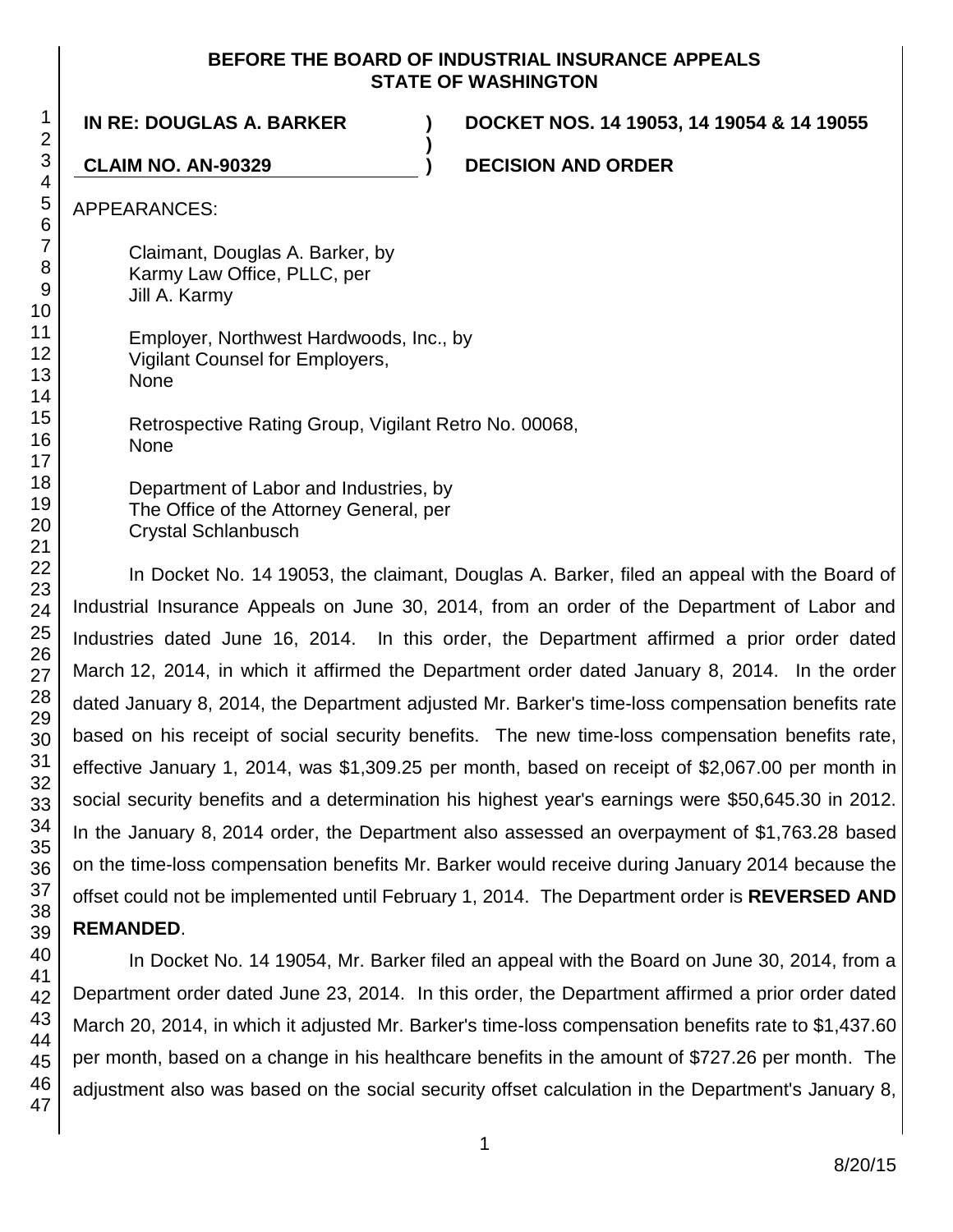**BEFORE THE BOARD OF INDUSTRIAL INSURANCE APPEALS**
**STATE OF WASHINGTON**

**IN RE: DOUGLAS A. BARKER** ) **DOCKET NOS. 14 19053, 14 19054 & 14 19055**
)
**CLAIM NO. AN-90329** ) **DECISION AND ORDER**

APPEARANCES:

Claimant, Douglas A. Barker, by
Karmy Law Office, PLLC, per
Jill A. Karmy

Employer, Northwest Hardwoods, Inc., by
Vigilant Counsel for Employers,
None

Retrospective Rating Group, Vigilant Retro No. 00068,
None

Department of Labor and Industries, by
The Office of the Attorney General, per
Crystal Schlanbusch

In Docket No. 14 19053, the claimant, Douglas A. Barker, filed an appeal with the Board of Industrial Insurance Appeals on June 30, 2014, from an order of the Department of Labor and Industries dated June 16, 2014. In this order, the Department affirmed a prior order dated March 12, 2014, in which it affirmed the Department order dated January 8, 2014. In the order dated January 8, 2014, the Department adjusted Mr. Barker's time-loss compensation benefits rate based on his receipt of social security benefits. The new time-loss compensation benefits rate, effective January 1, 2014, was $1,309.25 per month, based on receipt of $2,067.00 per month in social security benefits and a determination his highest year's earnings were $50,645.30 in 2012. In the January 8, 2014 order, the Department also assessed an overpayment of $1,763.28 based on the time-loss compensation benefits Mr. Barker would receive during January 2014 because the offset could not be implemented until February 1, 2014. The Department order is **REVERSED AND REMANDED**.

In Docket No. 14 19054, Mr. Barker filed an appeal with the Board on June 30, 2014, from a Department order dated June 23, 2014. In this order, the Department affirmed a prior order dated March 20, 2014, in which it adjusted Mr. Barker's time-loss compensation benefits rate to $1,437.60 per month, based on a change in his healthcare benefits in the amount of $727.26 per month. The adjustment also was based on the social security offset calculation in the Department's January 8,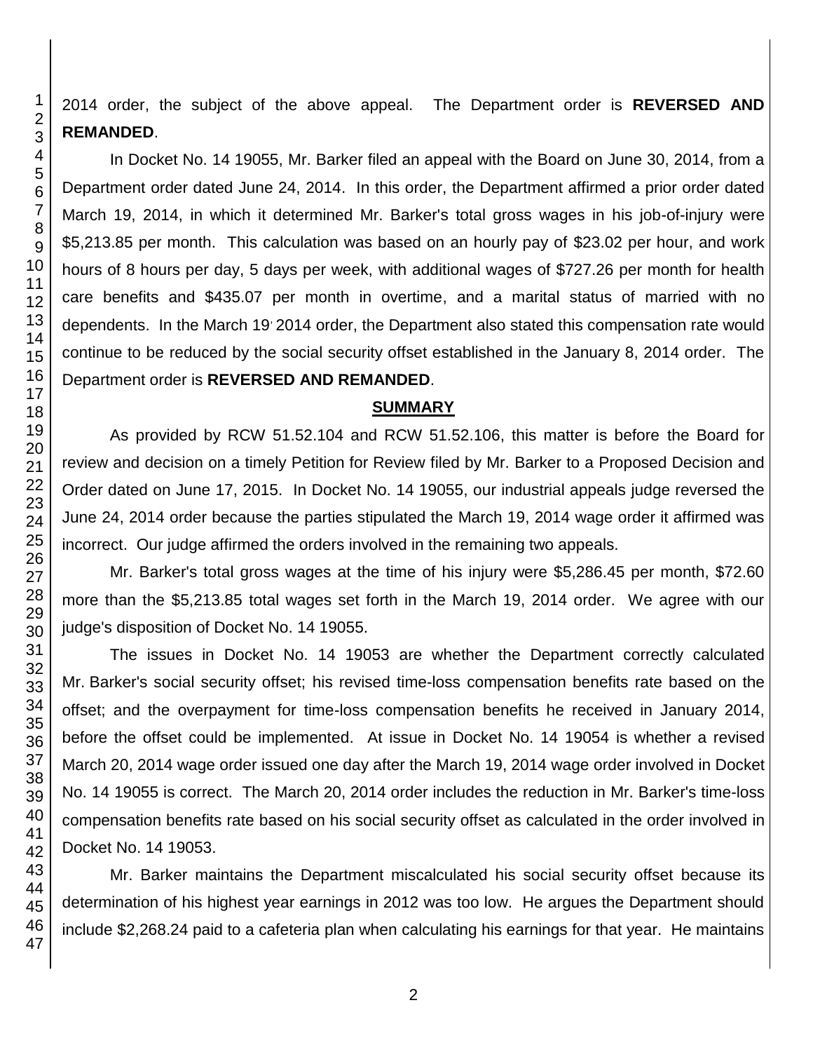2014 order, the subject of the above appeal. The Department order is **REVERSED AND REMANDED**.

In Docket No. 14 19055, Mr. Barker filed an appeal with the Board on June 30, 2014, from a Department order dated June 24, 2014. In this order, the Department affirmed a prior order dated March 19, 2014, in which it determined Mr. Barker's total gross wages in his job-of-injury were $5,213.85 per month. This calculation was based on an hourly pay of $23.02 per hour, and work hours of 8 hours per day, 5 days per week, with additional wages of $727.26 per month for health care benefits and $435.07 per month in overtime, and a marital status of married with no dependents. In the March 19, 2014 order, the Department also stated this compensation rate would continue to be reduced by the social security offset established in the January 8, 2014 order. The Department order is **REVERSED AND REMANDED**.

## SUMMARY

As provided by RCW 51.52.104 and RCW 51.52.106, this matter is before the Board for review and decision on a timely Petition for Review filed by Mr. Barker to a Proposed Decision and Order dated on June 17, 2015. In Docket No. 14 19055, our industrial appeals judge reversed the June 24, 2014 order because the parties stipulated the March 19, 2014 wage order it affirmed was incorrect. Our judge affirmed the orders involved in the remaining two appeals.

Mr. Barker's total gross wages at the time of his injury were $5,286.45 per month, $72.60 more than the $5,213.85 total wages set forth in the March 19, 2014 order. We agree with our judge's disposition of Docket No. 14 19055.

The issues in Docket No. 14 19053 are whether the Department correctly calculated Mr. Barker's social security offset; his revised time-loss compensation benefits rate based on the offset; and the overpayment for time-loss compensation benefits he received in January 2014, before the offset could be implemented. At issue in Docket No. 14 19054 is whether a revised March 20, 2014 wage order issued one day after the March 19, 2014 wage order involved in Docket No. 14 19055 is correct. The March 20, 2014 order includes the reduction in Mr. Barker's time-loss compensation benefits rate based on his social security offset as calculated in the order involved in Docket No. 14 19053.

Mr. Barker maintains the Department miscalculated his social security offset because its determination of his highest year earnings in 2012 was too low. He argues the Department should include $2,268.24 paid to a cafeteria plan when calculating his earnings for that year. He maintains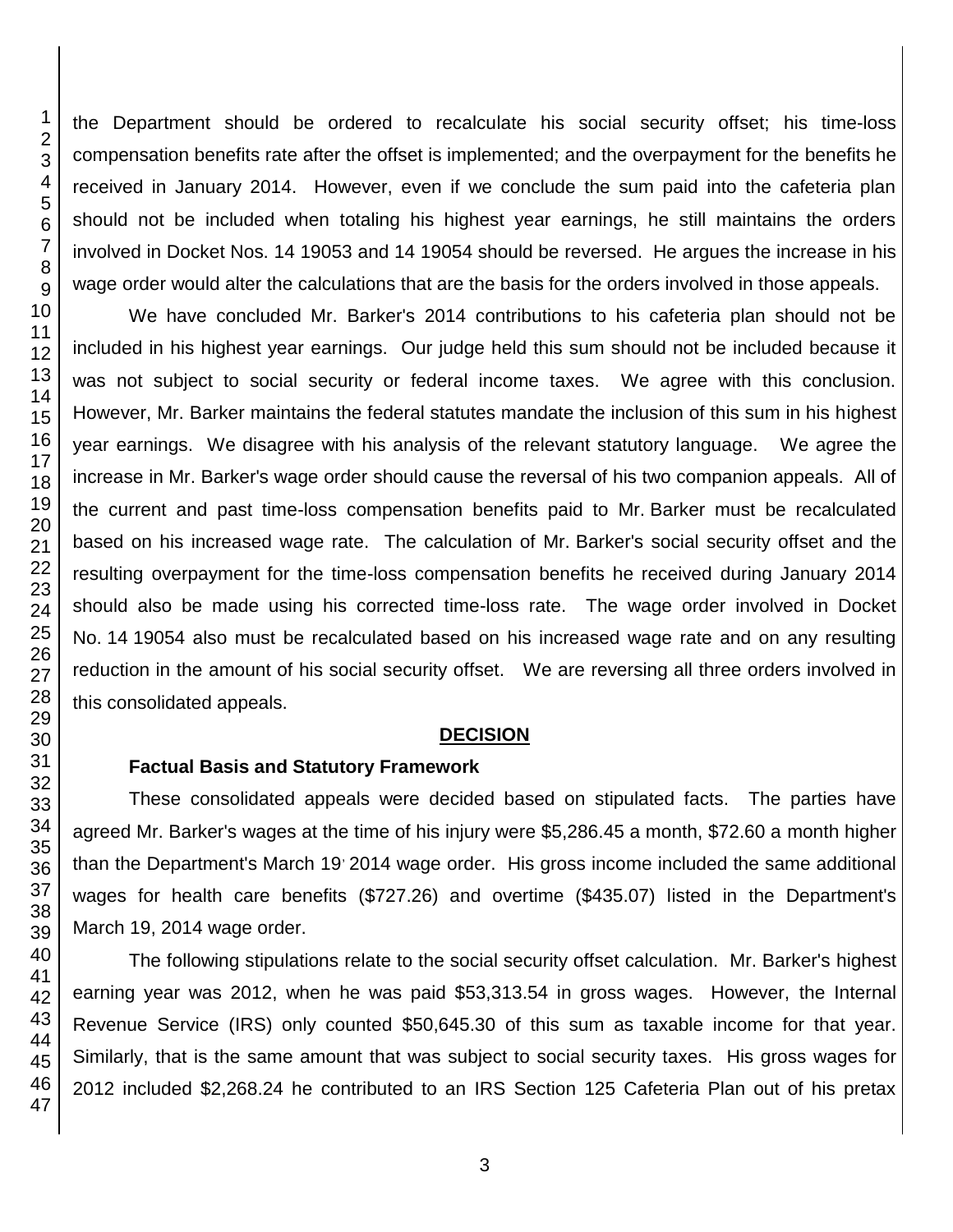the Department should be ordered to recalculate his social security offset; his time-loss compensation benefits rate after the offset is implemented; and the overpayment for the benefits he received in January 2014. However, even if we conclude the sum paid into the cafeteria plan should not be included when totaling his highest year earnings, he still maintains the orders involved in Docket Nos. 14 19053 and 14 19054 should be reversed. He argues the increase in his wage order would alter the calculations that are the basis for the orders involved in those appeals.

We have concluded Mr. Barker's 2014 contributions to his cafeteria plan should not be included in his highest year earnings. Our judge held this sum should not be included because it was not subject to social security or federal income taxes. We agree with this conclusion. However, Mr. Barker maintains the federal statutes mandate the inclusion of this sum in his highest year earnings. We disagree with his analysis of the relevant statutory language. We agree the increase in Mr. Barker's wage order should cause the reversal of his two companion appeals. All of the current and past time-loss compensation benefits paid to Mr. Barker must be recalculated based on his increased wage rate. The calculation of Mr. Barker's social security offset and the resulting overpayment for the time-loss compensation benefits he received during January 2014 should also be made using his corrected time-loss rate. The wage order involved in Docket No. 14 19054 also must be recalculated based on his increased wage rate and on any resulting reduction in the amount of his social security offset. We are reversing all three orders involved in this consolidated appeals.

## DECISION

### Factual Basis and Statutory Framework

These consolidated appeals were decided based on stipulated facts. The parties have agreed Mr. Barker's wages at the time of his injury were $5,286.45 a month, $72.60 a month higher than the Department's March 19, 2014 wage order. His gross income included the same additional wages for health care benefits ($727.26) and overtime ($435.07) listed in the Department's March 19, 2014 wage order.

The following stipulations relate to the social security offset calculation. Mr. Barker's highest earning year was 2012, when he was paid $53,313.54 in gross wages. However, the Internal Revenue Service (IRS) only counted $50,645.30 of this sum as taxable income for that year. Similarly, that is the same amount that was subject to social security taxes. His gross wages for 2012 included $2,268.24 he contributed to an IRS Section 125 Cafeteria Plan out of his pretax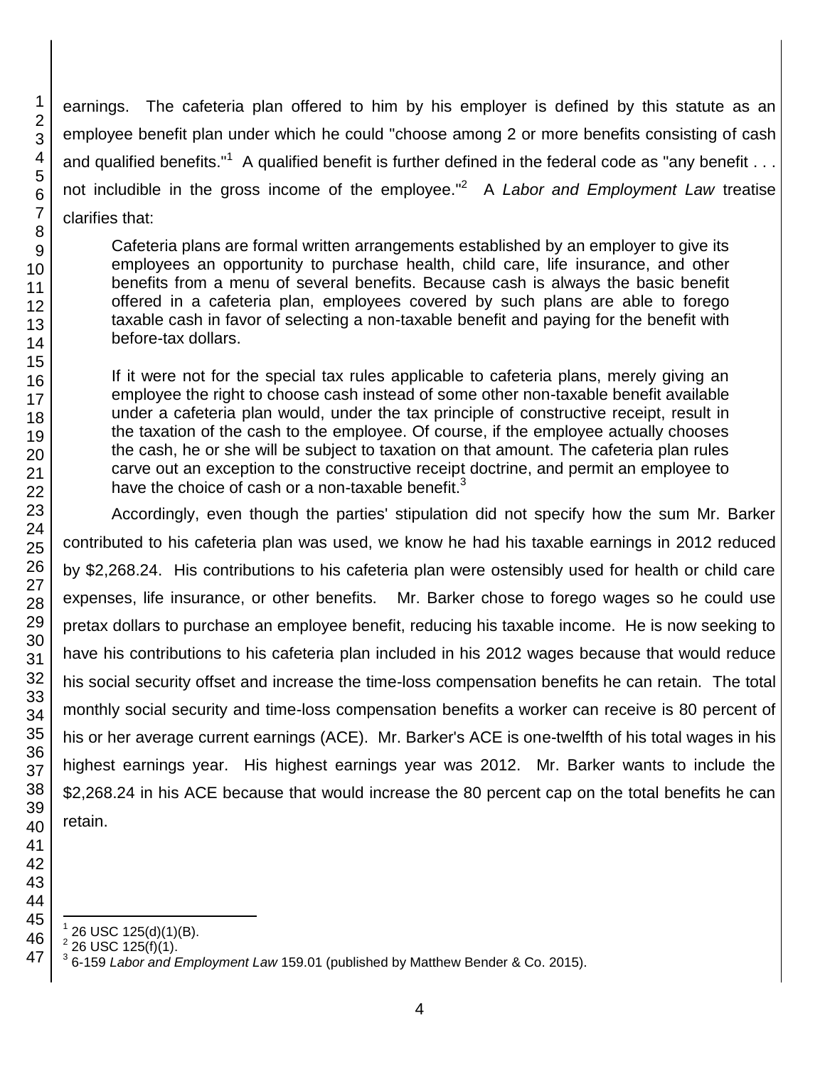earnings. The cafeteria plan offered to him by his employer is defined by this statute as an employee benefit plan under which he could "choose among 2 or more benefits consisting of cash and qualified benefits."[1] A qualified benefit is further defined in the federal code as "any benefit . . . not includible in the gross income of the employee."[2] A *Labor and Employment Law* treatise clarifies that:

> Cafeteria plans are formal written arrangements established by an employer to give its employees an opportunity to purchase health, child care, life insurance, and other benefits from a menu of several benefits. Because cash is always the basic benefit offered in a cafeteria plan, employees covered by such plans are able to forego taxable cash in favor of selecting a non-taxable benefit and paying for the benefit with before-tax dollars.
>
> If it were not for the special tax rules applicable to cafeteria plans, merely giving an employee the right to choose cash instead of some other non-taxable benefit available under a cafeteria plan would, under the tax principle of constructive receipt, result in the taxation of the cash to the employee. Of course, if the employee actually chooses the cash, he or she will be subject to taxation on that amount. The cafeteria plan rules carve out an exception to the constructive receipt doctrine, and permit an employee to have the choice of cash or a non-taxable benefit.[3]

Accordingly, even though the parties' stipulation did not specify how the sum Mr. Barker contributed to his cafeteria plan was used, we know he had his taxable earnings in 2012 reduced by $2,268.24. His contributions to his cafeteria plan were ostensibly used for health or child care expenses, life insurance, or other benefits. Mr. Barker chose to forego wages so he could use pretax dollars to purchase an employee benefit, reducing his taxable income. He is now seeking to have his contributions to his cafeteria plan included in his 2012 wages because that would reduce his social security offset and increase the time-loss compensation benefits he can retain. The total monthly social security and time-loss compensation benefits a worker can receive is 80 percent of his or her average current earnings (ACE). Mr. Barker's ACE is one-twelfth of his total wages in his highest earnings year. His highest earnings year was 2012. Mr. Barker wants to include the $2,268.24 in his ACE because that would increase the 80 percent cap on the total benefits he can retain.

---

[1] 26 USC 125(d)(1)(B).

[2] 26 USC 125(f)(1).

[3] 6-159 *Labor and Employment Law* 159.01 (published by Matthew Bender & Co. 2015).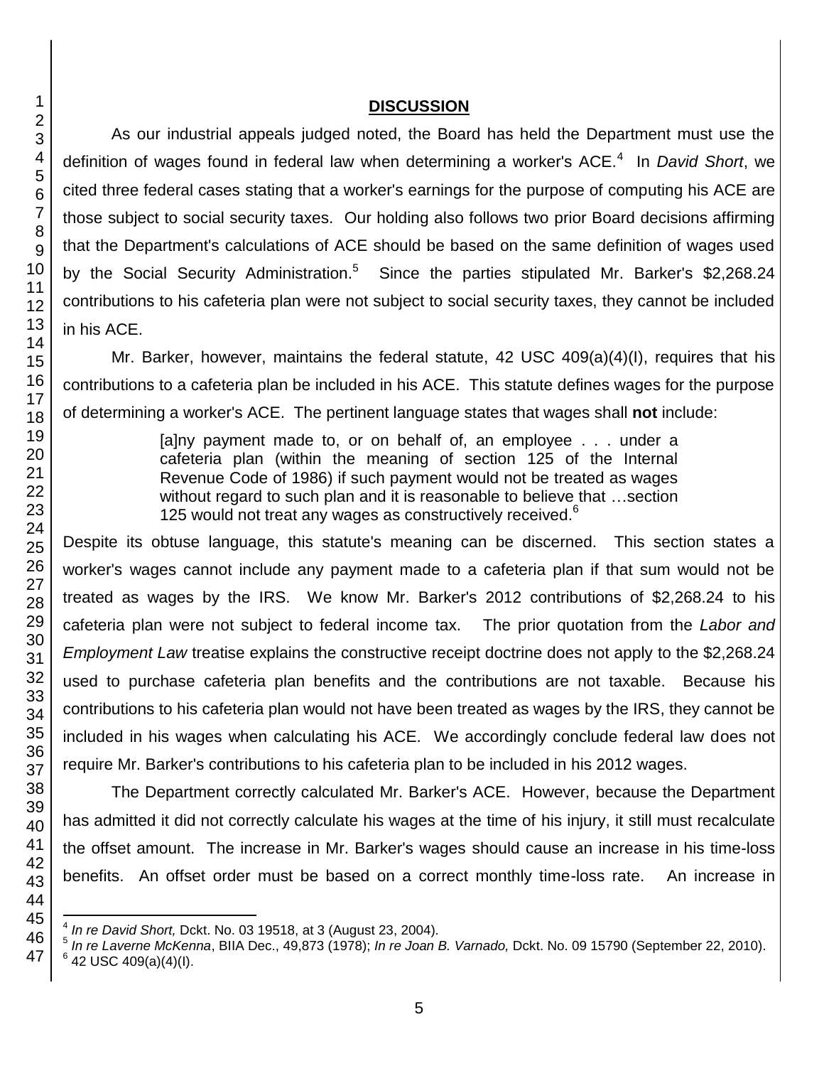## DISCUSSION

As our industrial appeals judged noted, the Board has held the Department must use the definition of wages found in federal law when determining a worker's ACE.[4] In *David Short*, we cited three federal cases stating that a worker's earnings for the purpose of computing his ACE are those subject to social security taxes. Our holding also follows two prior Board decisions affirming that the Department's calculations of ACE should be based on the same definition of wages used by the Social Security Administration.[5] Since the parties stipulated Mr. Barker's $2,268.24 contributions to his cafeteria plan were not subject to social security taxes, they cannot be included in his ACE.

Mr. Barker, however, maintains the federal statute, 42 USC 409(a)(4)(I), requires that his contributions to a cafeteria plan be included in his ACE. This statute defines wages for the purpose of determining a worker's ACE. The pertinent language states that wages shall **not** include:

> [a]ny payment made to, or on behalf of, an employee . . . under a cafeteria plan (within the meaning of section 125 of the Internal Revenue Code of 1986) if such payment would not be treated as wages without regard to such plan and it is reasonable to believe that …section 125 would not treat any wages as constructively received.[6]

Despite its obtuse language, this statute's meaning can be discerned. This section states a worker's wages cannot include any payment made to a cafeteria plan if that sum would not be treated as wages by the IRS. We know Mr. Barker's 2012 contributions of $2,268.24 to his cafeteria plan were not subject to federal income tax. The prior quotation from the *Labor and Employment Law* treatise explains the constructive receipt doctrine does not apply to the $2,268.24 used to purchase cafeteria plan benefits and the contributions are not taxable. Because his contributions to his cafeteria plan would not have been treated as wages by the IRS, they cannot be included in his wages when calculating his ACE. We accordingly conclude federal law does not require Mr. Barker's contributions to his cafeteria plan to be included in his 2012 wages.

The Department correctly calculated Mr. Barker's ACE. However, because the Department has admitted it did not correctly calculate his wages at the time of his injury, it still must recalculate the offset amount. The increase in Mr. Barker's wages should cause an increase in his time-loss benefits. An offset order must be based on a correct monthly time-loss rate. An increase in

---

[4] *In re David Short,* Dckt. No. 03 19518, at 3 (August 23, 2004).

[5] *In re Laverne McKenna*, BIIA Dec., 49,873 (1978); *In re Joan B. Varnado,* Dckt. No. 09 15790 (September 22, 2010).

[6] 42 USC 409(a)(4)(I).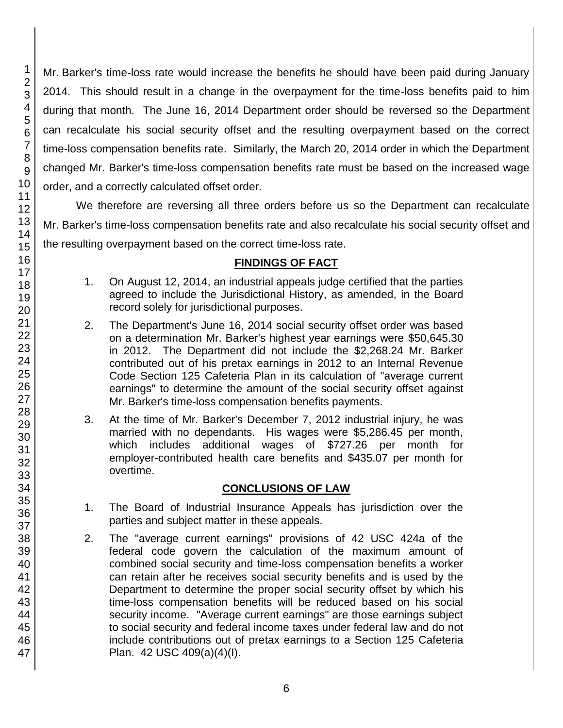Mr. Barker's time-loss rate would increase the benefits he should have been paid during January 2014. This should result in a change in the overpayment for the time-loss benefits paid to him during that month. The June 16, 2014 Department order should be reversed so the Department can recalculate his social security offset and the resulting overpayment based on the correct time-loss compensation benefits rate. Similarly, the March 20, 2014 order in which the Department changed Mr. Barker's time-loss compensation benefits rate must be based on the increased wage order, and a correctly calculated offset order.

We therefore are reversing all three orders before us so the Department can recalculate Mr. Barker's time-loss compensation benefits rate and also recalculate his social security offset and the resulting overpayment based on the correct time-loss rate.

## FINDINGS OF FACT

1. On August 12, 2014, an industrial appeals judge certified that the parties agreed to include the Jurisdictional History, as amended, in the Board record solely for jurisdictional purposes.

2. The Department's June 16, 2014 social security offset order was based on a determination Mr. Barker's highest year earnings were $50,645.30 in 2012. The Department did not include the $2,268.24 Mr. Barker contributed out of his pretax earnings in 2012 to an Internal Revenue Code Section 125 Cafeteria Plan in its calculation of "average current earnings" to determine the amount of the social security offset against Mr. Barker's time-loss compensation benefits payments.

3. At the time of Mr. Barker's December 7, 2012 industrial injury, he was married with no dependants. His wages were $5,286.45 per month, which includes additional wages of $727.26 per month for employer-contributed health care benefits and $435.07 per month for overtime.

## CONCLUSIONS OF LAW

1. The Board of Industrial Insurance Appeals has jurisdiction over the parties and subject matter in these appeals.

2. The "average current earnings" provisions of 42 USC 424a of the federal code govern the calculation of the maximum amount of combined social security and time-loss compensation benefits a worker can retain after he receives social security benefits and is used by the Department to determine the proper social security offset by which his time-loss compensation benefits will be reduced based on his social security income. "Average current earnings" are those earnings subject to social security and federal income taxes under federal law and do not include contributions out of pretax earnings to a Section 125 Cafeteria Plan. 42 USC 409(a)(4)(I).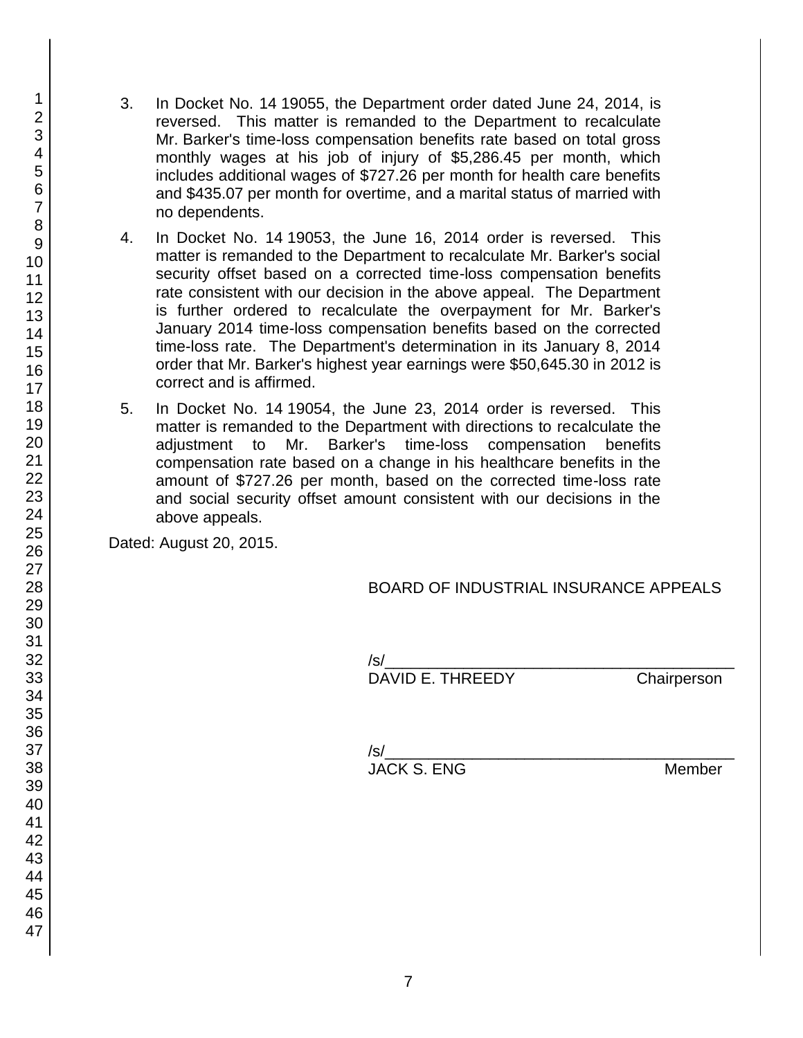3. In Docket No. 14 19055, the Department order dated June 24, 2014, is reversed. This matter is remanded to the Department to recalculate Mr. Barker's time-loss compensation benefits rate based on total gross monthly wages at his job of injury of $5,286.45 per month, which includes additional wages of $727.26 per month for health care benefits and $435.07 per month for overtime, and a marital status of married with no dependents.

4. In Docket No. 14 19053, the June 16, 2014 order is reversed. This matter is remanded to the Department to recalculate Mr. Barker's social security offset based on a corrected time-loss compensation benefits rate consistent with our decision in the above appeal. The Department is further ordered to recalculate the overpayment for Mr. Barker's January 2014 time-loss compensation benefits based on the corrected time-loss rate. The Department's determination in its January 8, 2014 order that Mr. Barker's highest year earnings were $50,645.30 in 2012 is correct and is affirmed.

5. In Docket No. 14 19054, the June 23, 2014 order is reversed. This matter is remanded to the Department with directions to recalculate the adjustment to Mr. Barker's time-loss compensation benefits compensation rate based on a change in his healthcare benefits in the amount of $727.26 per month, based on the corrected time-loss rate and social security offset amount consistent with our decisions in the above appeals.

Dated: August 20, 2015.

BOARD OF INDUSTRIAL INSURANCE APPEALS

/s/\_\_\_\_\_\_\_\_\_\_\_\_\_\_\_\_\_\_\_\_\_\_\_\_\_\_\_\_\_\_\_\_\_\_\_\_\_\_\_\_
DAVID E. THREEDY Chairperson

/s/\_\_\_\_\_\_\_\_\_\_\_\_\_\_\_\_\_\_\_\_\_\_\_\_\_\_\_\_\_\_\_\_\_\_\_\_\_\_\_\_
JACK S. ENG Member